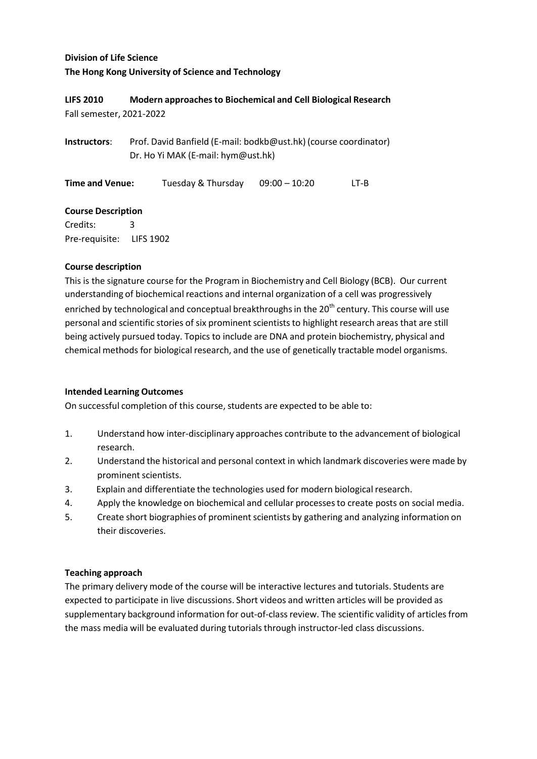**Division of Life Science**

**The Hong Kong University of Science and Technology**

**LIFS 2010 Modern approaches to Biochemical and Cell Biological Research**

Fall semester, 2021-2022

**Instructors**: Prof. David Banfield (E-mail: bodkb@ust.hk) (course coordinator)
Dr. Ho Yi MAK (E-mail: hym@ust.hk)

**Time and Venue:** Tuesday & Thursday 09:00 – 10:20 LT-B

**Course Description**

Credits: 3

Pre-requisite: LIFS 1902

**Course description**

This is the signature course for the Program in Biochemistry and Cell Biology (BCB). Our current understanding of biochemical reactions and internal organization of a cell was progressively enriched by technological and conceptual breakthroughs in the 20$^{th}$ century. This course will use personal and scientific stories of six prominent scientists to highlight research areas that are still being actively pursued today. Topics to include are DNA and protein biochemistry, physical and chemical methods for biological research, and the use of genetically tractable model organisms.

**Intended Learning Outcomes**

On successful completion of this course, students are expected to be able to:

1. Understand how inter-disciplinary approaches contribute to the advancement of biological research.
2. Understand the historical and personal context in which landmark discoveries were made by prominent scientists.
3. Explain and differentiate the technologies used for modern biological research.
4. Apply the knowledge on biochemical and cellular processes to create posts on social media.
5. Create short biographies of prominent scientists by gathering and analyzing information on their discoveries.

**Teaching approach**

The primary delivery mode of the course will be interactive lectures and tutorials. Students are expected to participate in live discussions. Short videos and written articles will be provided as supplementary background information for out-of-class review. The scientific validity of articles from the mass media will be evaluated during tutorials through instructor-led class discussions.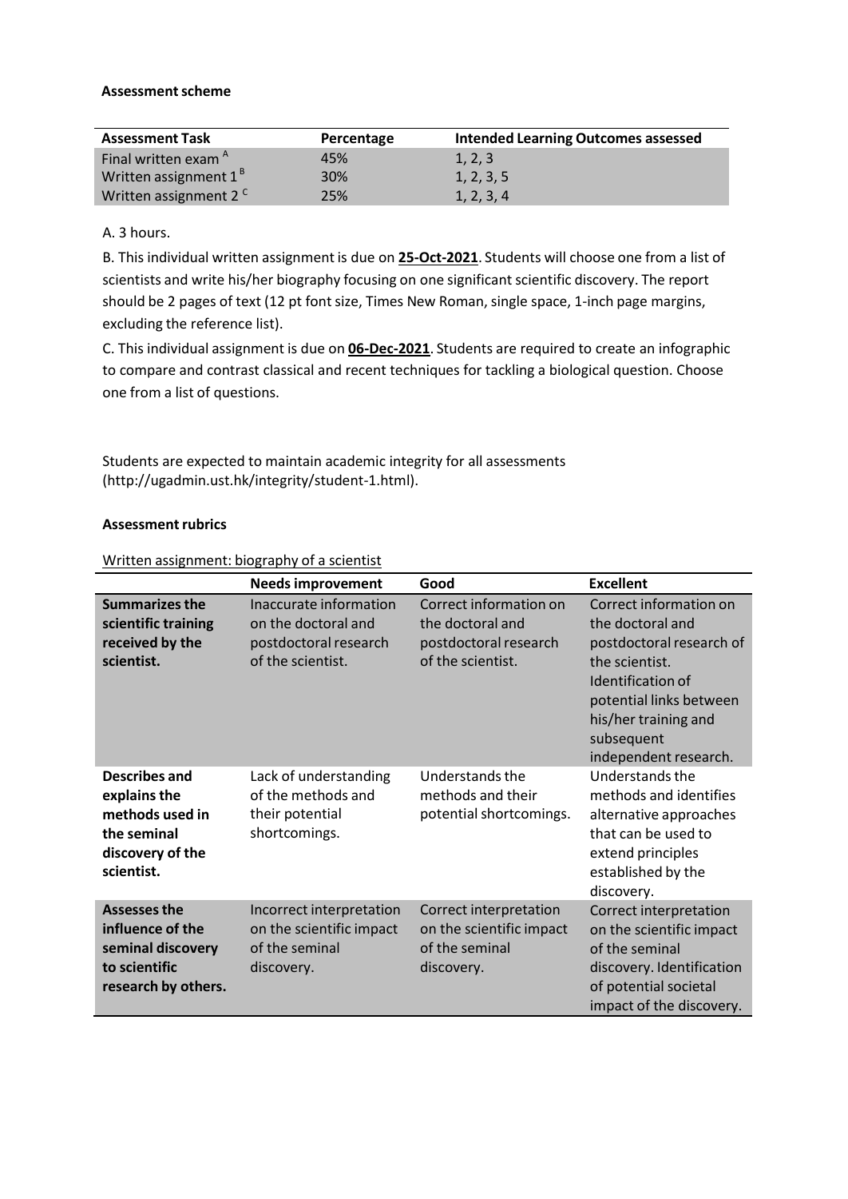**Assessment scheme**

| Assessment Task | Percentage | Intended Learning Outcomes assessed |
| --- | --- | --- |
| Final written exam [A] | 45% | 1, 2, 3 |
| Written assignment 1 [B] | 30% | 1, 2, 3, 5 |
| Written assignment 2 [C] | 25% | 1, 2, 3, 4 |

A. 3 hours.

B. This individual written assignment is due on **25-Oct-2021**. Students will choose one from a list of scientists and write his/her biography focusing on one significant scientific discovery. The report should be 2 pages of text (12 pt font size, Times New Roman, single space, 1-inch page margins, excluding the reference list).

C. This individual assignment is due on **06-Dec-2021**. Students are required to create an infographic to compare and contrast classical and recent techniques for tackling a biological question. Choose one from a list of questions.

Students are expected to maintain academic integrity for all assessments (http://ugadmin.ust.hk/integrity/student-1.html).

**Assessment rubrics**

Written assignment: biography of a scientist

| | **Needs improvement** | **Good** | **Excellent** |
| --- | --- | --- | --- |
| **Summarizes the scientific training received by the scientist.** | Inaccurate information on the doctoral and postdoctoral research of the scientist. | Correct information on the doctoral and postdoctoral research of the scientist. | Correct information on the doctoral and postdoctoral research of the scientist. Identification of potential links between his/her training and subsequent independent research. |
| **Describes and explains the methods used in the seminal discovery of the scientist.** | Lack of understanding of the methods and their potential shortcomings. | Understands the methods and their potential shortcomings. | Understands the methods and identifies alternative approaches that can be used to extend principles established by the discovery. |
| **Assesses the influence of the seminal discovery to scientific research by others.** | Incorrect interpretation on the scientific impact of the seminal discovery. | Correct interpretation on the scientific impact of the seminal discovery. | Correct interpretation on the scientific impact of the seminal discovery. Identification of potential societal impact of the discovery. |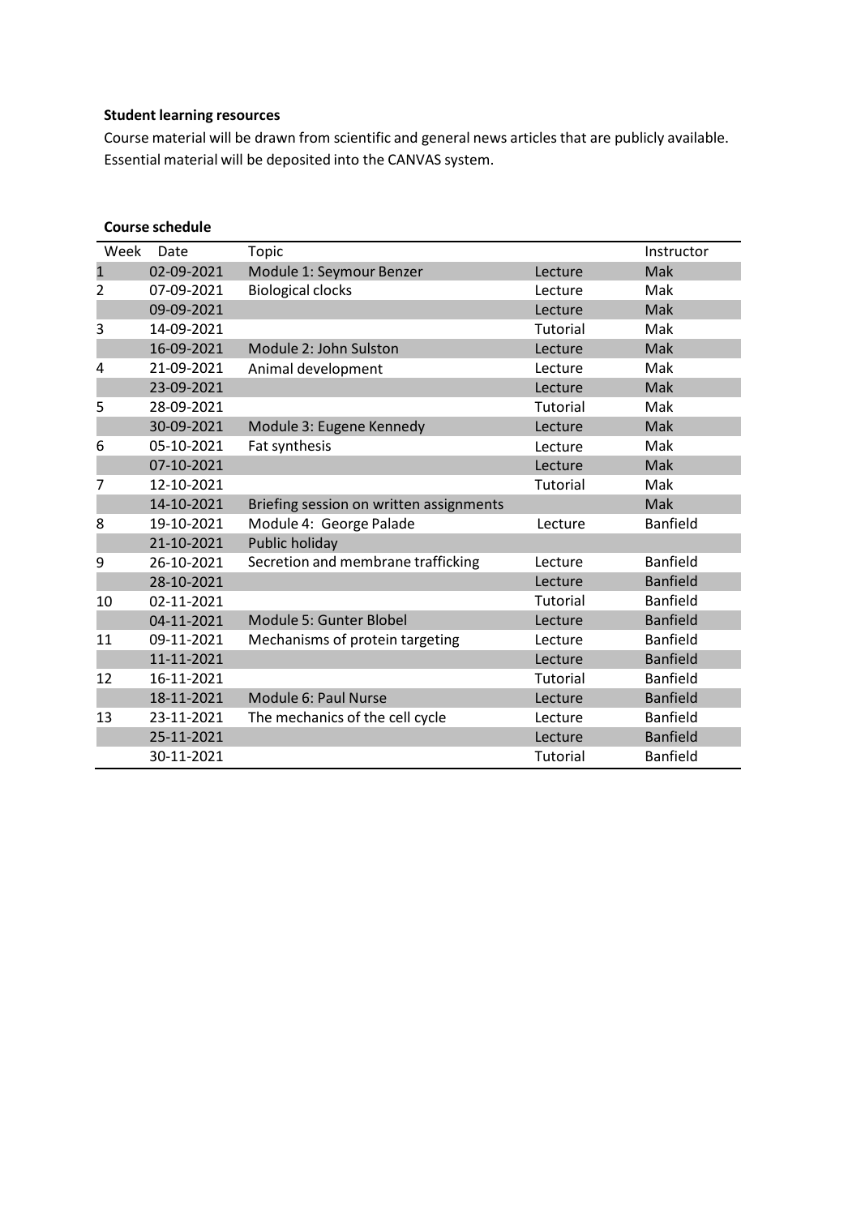**Student learning resources**

Course material will be drawn from scientific and general news articles that are publicly available. Essential material will be deposited into the CANVAS system.

**Course schedule**

| Week | Date | Topic | | Instructor |
|---|---|---|---|---|
| 1 | 02-09-2021 | Module 1: Seymour Benzer | Lecture | Mak |
| 2 | 07-09-2021 | Biological clocks | Lecture | Mak |
| | 09-09-2021 | | Lecture | Mak |
| 3 | 14-09-2021 | | Tutorial | Mak |
| | 16-09-2021 | Module 2: John Sulston | Lecture | Mak |
| 4 | 21-09-2021 | Animal development | Lecture | Mak |
| | 23-09-2021 | | Lecture | Mak |
| 5 | 28-09-2021 | | Tutorial | Mak |
| | 30-09-2021 | Module 3: Eugene Kennedy | Lecture | Mak |
| 6 | 05-10-2021 | Fat synthesis | Lecture | Mak |
| | 07-10-2021 | | Lecture | Mak |
| 7 | 12-10-2021 | | Tutorial | Mak |
| | 14-10-2021 | Briefing session on written assignments | | Mak |
| 8 | 19-10-2021 | Module 4: George Palade | Lecture | Banfield |
| | 21-10-2021 | Public holiday | | |
| 9 | 26-10-2021 | Secretion and membrane trafficking | Lecture | Banfield |
| | 28-10-2021 | | Lecture | Banfield |
| 10 | 02-11-2021 | | Tutorial | Banfield |
| | 04-11-2021 | Module 5: Gunter Blobel | Lecture | Banfield |
| 11 | 09-11-2021 | Mechanisms of protein targeting | Lecture | Banfield |
| | 11-11-2021 | | Lecture | Banfield |
| 12 | 16-11-2021 | | Tutorial | Banfield |
| | 18-11-2021 | Module 6: Paul Nurse | Lecture | Banfield |
| 13 | 23-11-2021 | The mechanics of the cell cycle | Lecture | Banfield |
| | 25-11-2021 | | Lecture | Banfield |
| | 30-11-2021 | | Tutorial | Banfield |